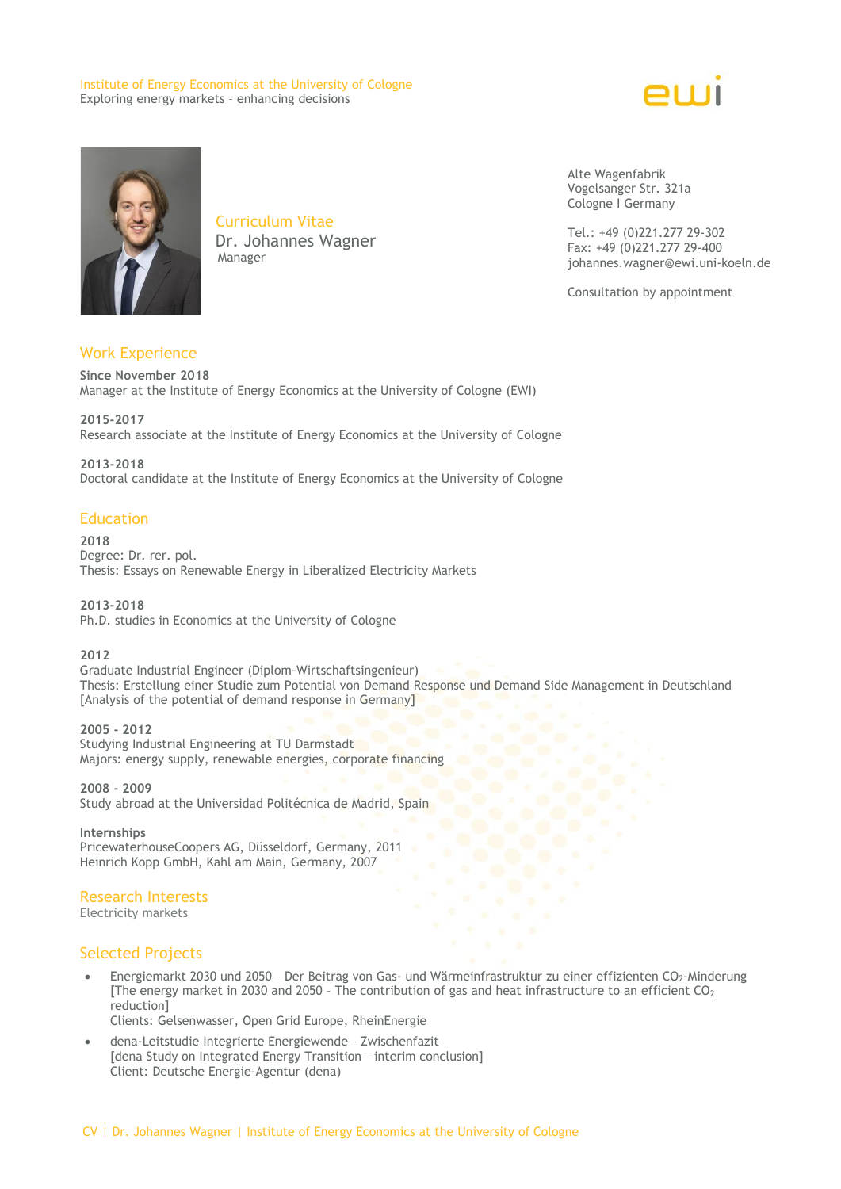Institute of Energy Economics at the University of Cologne
Exploring energy markets - enhancing decisions

ewi

# Curriculum Vitae

## Dr. Johannes Wagner

Manager

Alte Wagenfabrik
Vogelsanger Str. 321a
Cologne I Germany

Tel.: +49 (0)221.277 29-302
Fax: +49 (0)221.277 29-400
johannes.wagner@ewi.uni-koeln.de

Consultation by appointment

## Work Experience

**Since November 2018**
Manager at the Institute of Energy Economics at the University of Cologne (EWI)

**2015-2017**
Research associate at the Institute of Energy Economics at the University of Cologne

**2013-2018**
Doctoral candidate at the Institute of Energy Economics at the University of Cologne

## Education

**2018**
Degree: Dr. rer. pol.
Thesis: Essays on Renewable Energy in Liberalized Electricity Markets

**2013-2018**
Ph.D. studies in Economics at the University of Cologne

**2012**
Graduate Industrial Engineer (Diplom-Wirtschaftsingenieur)
Thesis: Erstellung einer Studie zum Potential von Demand Response und Demand Side Management in Deutschland
[Analysis of the potential of demand response in Germany]

**2005 - 2012**
Studying Industrial Engineering at TU Darmstadt
Majors: energy supply, renewable energies, corporate financing

**2008 - 2009**
Study abroad at the Universidad Politécnica de Madrid, Spain

**Internships**
PricewaterhouseCoopers AG, Düsseldorf, Germany, 2011
Heinrich Kopp GmbH, Kahl am Main, Germany, 2007

## Research Interests

Electricity markets

## Selected Projects

- Energiemarkt 2030 und 2050 – Der Beitrag von Gas- und Wärmeinfrastruktur zu einer effizienten $CO_2$-Minderung
  [The energy market in 2030 and 2050 – The contribution of gas and heat infrastructure to an efficient $CO_2$ reduction]
  Clients: Gelsenwasser, Open Grid Europe, RheinEnergie
- dena-Leitstudie Integrierte Energiewende – Zwischenfazit
  [dena Study on Integrated Energy Transition – interim conclusion]
  Client: Deutsche Energie-Agentur (dena)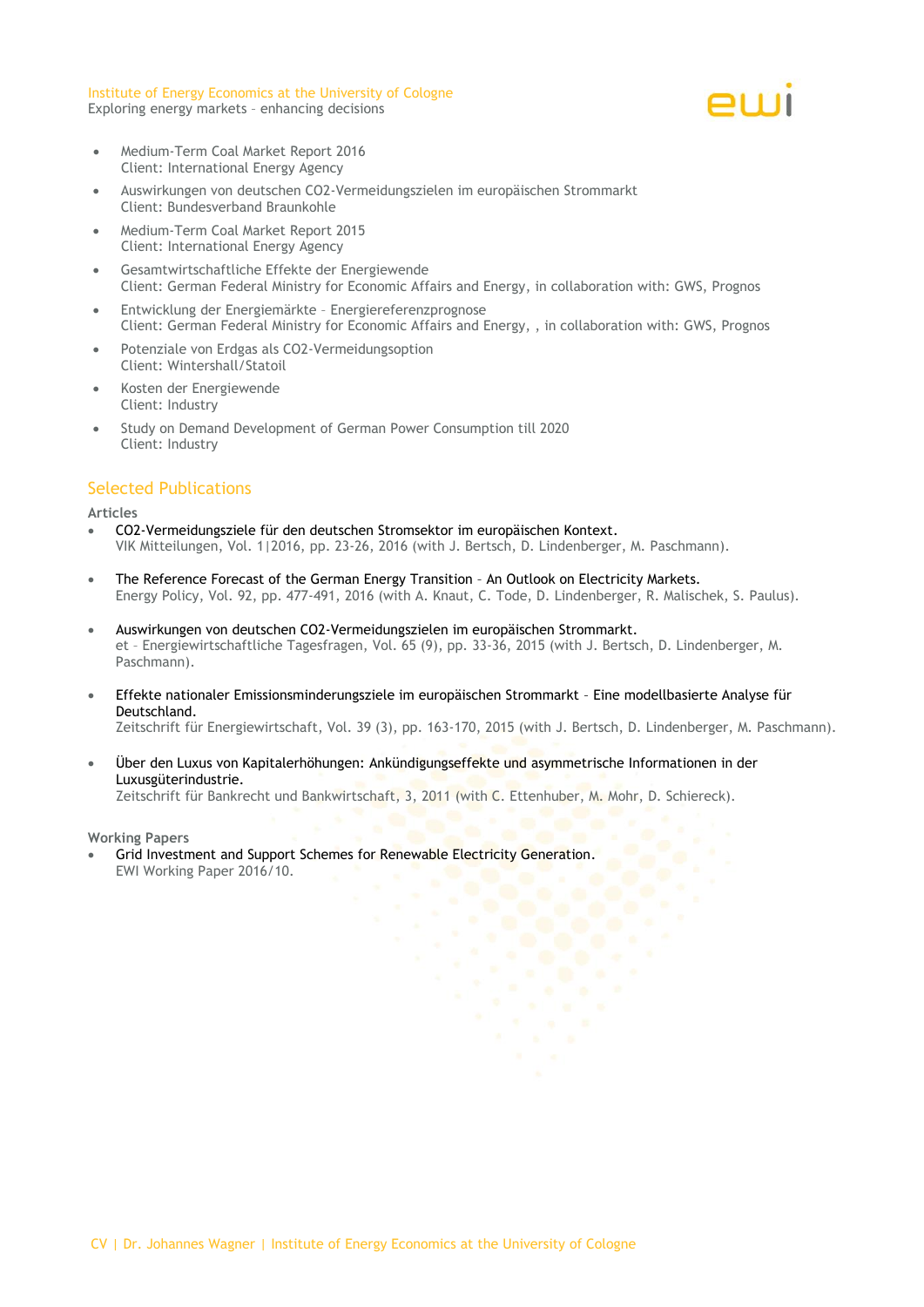- Medium-Term Coal Market Report 2016
  Client: International Energy Agency
- Auswirkungen von deutschen CO2-Vermeidungszielen im europäischen Strommarkt
  Client: Bundesverband Braunkohle
- Medium-Term Coal Market Report 2015
  Client: International Energy Agency
- Gesamtwirtschaftliche Effekte der Energiewende
  Client: German Federal Ministry for Economic Affairs and Energy, in collaboration with: GWS, Prognos
- Entwicklung der Energiemärkte – Energiereferenzprognose
  Client: German Federal Ministry for Economic Affairs and Energy, , in collaboration with: GWS, Prognos
- Potenziale von Erdgas als CO2-Vermeidungsoption
  Client: Wintershall/Statoil
- Kosten der Energiewende
  Client: Industry
- Study on Demand Development of German Power Consumption till 2020
  Client: Industry

## Selected Publications

**Articles**

- CO2-Vermeidungsziele für den deutschen Stromsektor im europäischen Kontext.
  VIK Mitteilungen, Vol. 1|2016, pp. 23-26, 2016 (with J. Bertsch, D. Lindenberger, M. Paschmann).

- The Reference Forecast of the German Energy Transition – An Outlook on Electricity Markets.
  Energy Policy, Vol. 92, pp. 477-491, 2016 (with A. Knaut, C. Tode, D. Lindenberger, R. Malischek, S. Paulus).

- Auswirkungen von deutschen CO2-Vermeidungszielen im europäischen Strommarkt.
  et – Energiewirtschaftliche Tagesfragen, Vol. 65 (9), pp. 33-36, 2015 (with J. Bertsch, D. Lindenberger, M. Paschmann).

- Effekte nationaler Emissionsminderungsziele im europäischen Strommarkt – Eine modellbasierte Analyse für Deutschland.
  Zeitschrift für Energiewirtschaft, Vol. 39 (3), pp. 163-170, 2015 (with J. Bertsch, D. Lindenberger, M. Paschmann).

- Über den Luxus von Kapitalerhöhungen: Ankündigungseffekte und asymmetrische Informationen in der Luxusgüterindustrie.
  Zeitschrift für Bankrecht und Bankwirtschaft, 3, 2011 (with C. Ettenhuber, M. Mohr, D. Schiereck).

**Working Papers**

- Grid Investment and Support Schemes for Renewable Electricity Generation.
  EWI Working Paper 2016/10.